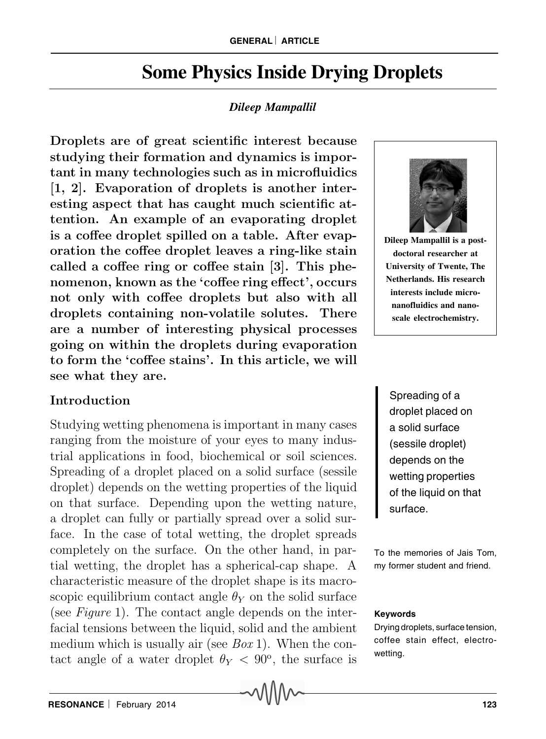# Some Physics Inside Drying Droplets

*Dileep Mampallil*

**Droplets are of great scientific interest because studying their formation and dynamics is important in many technologies such as in microfluidics [1, 2]. Evaporation of droplets is another interesting aspect that has caught much scientific attention. An example of an evaporating droplet is a coffee droplet spilled on a table. After evaporation the coffee droplet leaves a ring-like stain called a coffee ring or coffee stain [3]. This phenomenon, known as the 'coffee ring effect', occurs not only with coffee droplets but also with all droplets containing non-volatile solutes. There are a number of interesting physical processes going on within the droplets during evaporation to form the 'coffee stains'. In this article, we will see what they are.**

**Dileep Mampallil is a post-doctoral researcher at University of Twente, The Netherlands. His research interests include micro-nanofluidics and nano-scale electrochemistry.**

To the memories of Jais Tom, my former student and friend.

**Keywords**

Drying droplets, surface tension, coffee stain effect, electrowetting.

## Introduction

Studying wetting phenomena is important in many cases ranging from the moisture of your eyes to many industrial applications in food, biochemical or soil sciences. Spreading of a droplet placed on a solid surface (sessile droplet) depends on the wetting properties of the liquid on that surface. Depending upon the wetting nature, a droplet can fully or partially spread over a solid surface. In the case of total wetting, the droplet spreads completely on the surface. On the other hand, in partial wetting, the droplet has a spherical-cap shape. A characteristic measure of the droplet shape is its macroscopic equilibrium contact angle $\theta_Y$ on the solid surface (see *Figure* 1). The contact angle depends on the interfacial tensions between the liquid, solid and the ambient medium which is usually air (see *Box* 1). When the contact angle of a water droplet $\theta_Y < 90^o$, the surface is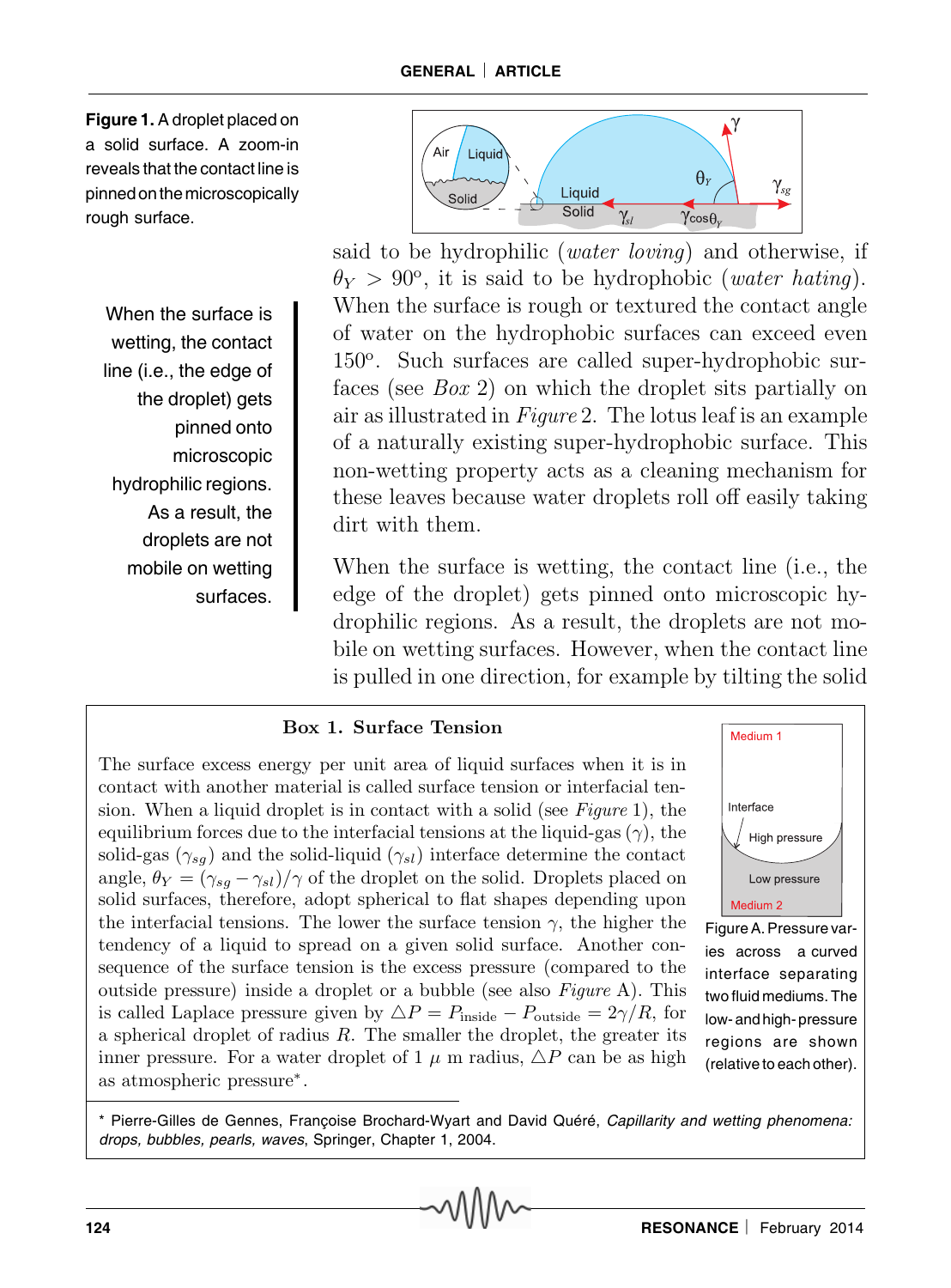**Figure 1.** A droplet placed on a solid surface. A zoom-in reveals that the contact line is pinned on the microscopically rough surface.

said to be hydrophilic (*water loving*) and otherwise, if $\theta_Y > 90^o$, it is said to be hydrophobic (*water hating*). When the surface is rough or textured the contact angle of water on the hydrophobic surfaces can exceed even $150^o$. Such surfaces are called super-hydrophobic surfaces (see *Box* 2) on which the droplet sits partially on air as illustrated in *Figure* 2. The lotus leaf is an example of a naturally existing super-hydrophobic surface. This non-wetting property acts as a cleaning mechanism for these leaves because water droplets roll off easily taking dirt with them.

When the surface is wetting, the contact line (i.e., the edge of the droplet) gets pinned onto microscopic hydrophilic regions. As a result, the droplets are not mobile on wetting surfaces.

When the surface is wetting, the contact line (i.e., the edge of the droplet) gets pinned onto microscopic hydrophilic regions. As a result, the droplets are not mobile on wetting surfaces. However, when the contact line is pulled in one direction, for example by tilting the solid

**Box 1. Surface Tension**

The surface excess energy per unit area of liquid surfaces when it is in contact with another material is called surface tension or interfacial tension. When a liquid droplet is in contact with a solid (see *Figure* 1), the equilibrium forces due to the interfacial tensions at the liquid-gas ($\gamma$), the solid-gas ($\gamma_{sg}$) and the solid-liquid ($\gamma_{sl}$) interface determine the contact angle, $\theta_Y = (\gamma_{sg} - \gamma_{sl})/\gamma$ of the droplet on the solid. Droplets placed on solid surfaces, therefore, adopt spherical to flat shapes depending upon the interfacial tensions. The lower the surface tension $\gamma$, the higher the tendency of a liquid to spread on a given solid surface. Another consequence of the surface tension is the excess pressure (compared to the outside pressure) inside a droplet or a bubble (see also *Figure* A). This is called Laplace pressure given by $\triangle P = P_{\text{inside}} - P_{\text{outside}} = 2\gamma/R$, for a spherical droplet of radius $R$. The smaller the droplet, the greater its inner pressure. For a water droplet of 1 $\mu$ m radius, $\triangle P$ can be as high as atmospheric pressure*.

Figure A. Pressure varies across a curved interface separating two fluid mediums. The low- and high-pressure regions are shown (relative to each other).

\* Pierre-Gilles de Gennes, Françoise Brochard-Wyart and David Quéré, *Capillarity and wetting phenomena: drops, bubbles, pearls, waves*, Springer, Chapter 1, 2004.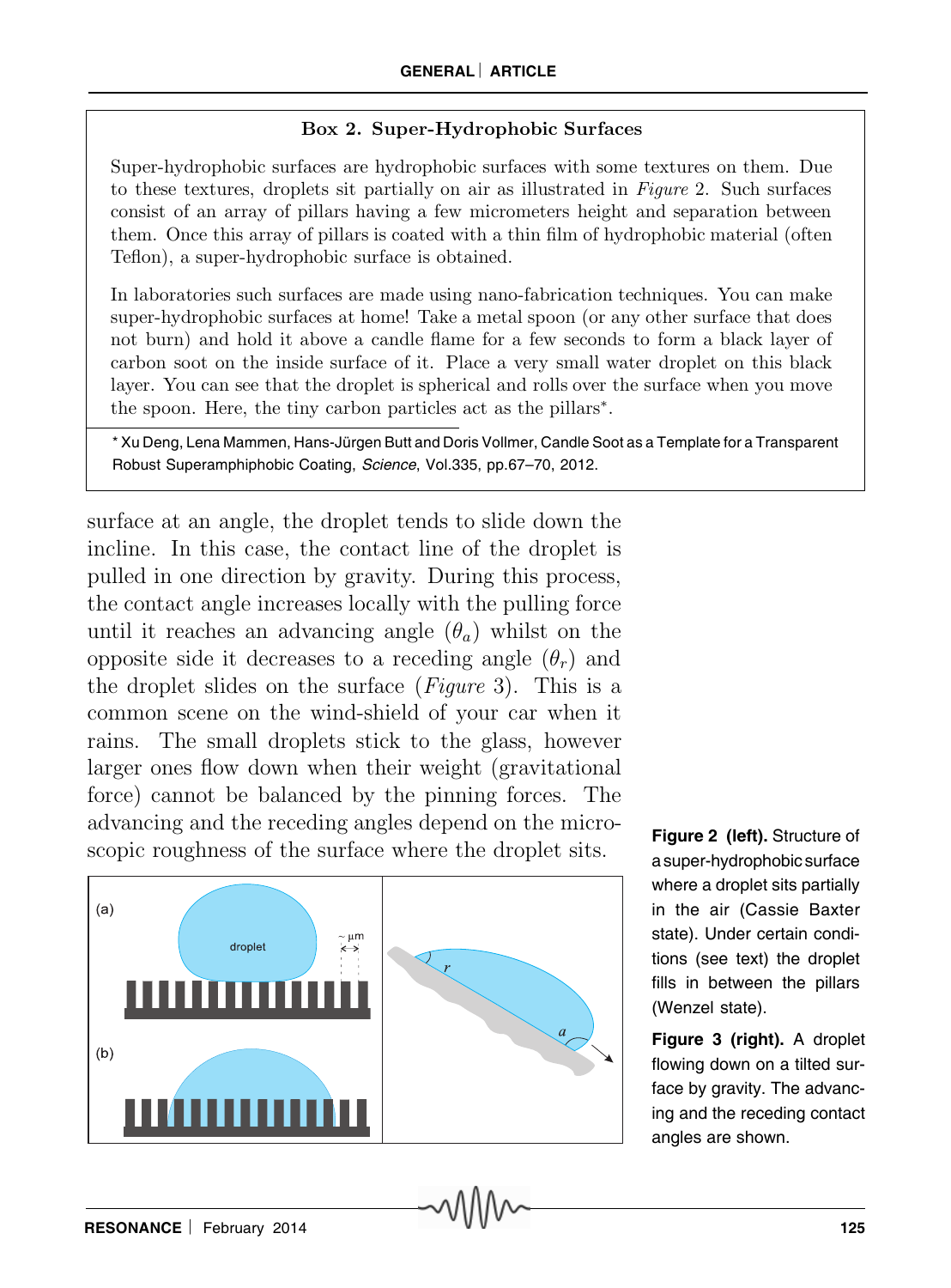**Box 2. Super-Hydrophobic Surfaces**

Super-hydrophobic surfaces are hydrophobic surfaces with some textures on them. Due to these textures, droplets sit partially on air as illustrated in *Figure* 2. Such surfaces consist of an array of pillars having a few micrometers height and separation between them. Once this array of pillars is coated with a thin film of hydrophobic material (often Teflon), a super-hydrophobic surface is obtained.

In laboratories such surfaces are made using nano-fabrication techniques. You can make super-hydrophobic surfaces at home! Take a metal spoon (or any other surface that does not burn) and hold it above a candle flame for a few seconds to form a black layer of carbon soot on the inside surface of it. Place a very small water droplet on this black layer. You can see that the droplet is spherical and rolls over the surface when you move the spoon. Here, the tiny carbon particles act as the pillars*.

\* Xu Deng, Lena Mammen, Hans-Jürgen Butt and Doris Vollmer, Candle Soot as a Template for a Transparent Robust Superamphiphobic Coating, *Science*, Vol.335, pp.67–70, 2012.

surface at an angle, the droplet tends to slide down the incline. In this case, the contact line of the droplet is pulled in one direction by gravity. During this process, the contact angle increases locally with the pulling force until it reaches an advancing angle ($\theta_a$) whilst on the opposite side it decreases to a receding angle ($\theta_r$) and the droplet slides on the surface (*Figure* 3). This is a common scene on the wind-shield of your car when it rains. The small droplets stick to the glass, however larger ones flow down when their weight (gravitational force) cannot be balanced by the pinning forces. The advancing and the receding angles depend on the microscopic roughness of the surface where the droplet sits.

**Figure 2 (left).** Structure of a super-hydrophobic surface where a droplet sits partially in the air (Cassie Baxter state). Under certain conditions (see text) the droplet fills in between the pillars (Wenzel state).

**Figure 3 (right).** A droplet flowing down on a tilted surface by gravity. The advancing and the receding contact angles are shown.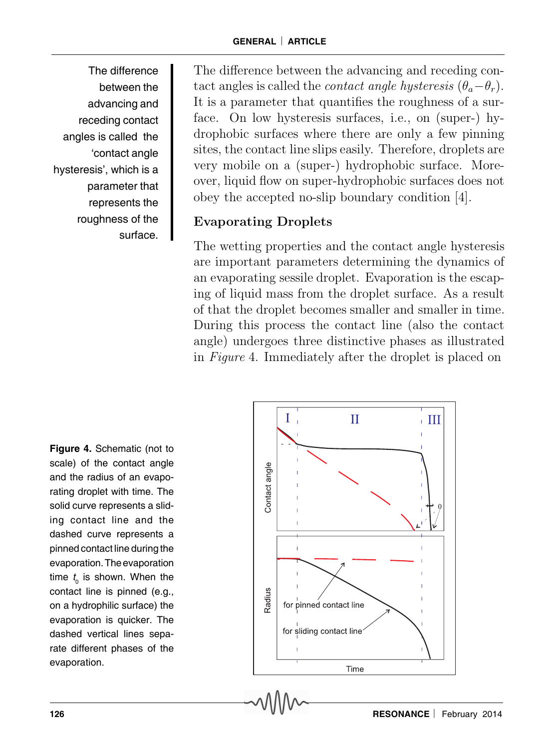The difference between the advancing and receding contact angles is called the *contact angle hysteresis* ($\theta_a - \theta_r$). It is a parameter that quantifies the roughness of a surface. On low hysteresis surfaces, i.e., on (super-) hydrophobic surfaces where there are only a few pinning sites, the contact line slips easily. Therefore, droplets are very mobile on a (super-) hydrophobic surface. Moreover, liquid flow on super-hydrophobic surfaces does not obey the accepted no-slip boundary condition [4].

The difference between the advancing and receding contact angles is called the 'contact angle hysteresis', which is a parameter that represents the roughness of the surface.

## Evaporating Droplets

The wetting properties and the contact angle hysteresis are important parameters determining the dynamics of an evaporating sessile droplet. Evaporation is the escaping of liquid mass from the droplet surface. As a result of that the droplet becomes smaller and smaller in time. During this process the contact line (also the contact angle) undergoes three distinctive phases as illustrated in *Figure* 4. Immediately after the droplet is placed on

**Figure 4.** Schematic (not to scale) of the contact angle and the radius of an evaporating droplet with time. The solid curve represents a sliding contact line and the dashed curve represents a pinned contact line during the evaporation. The evaporation time $t_0$ is shown. When the contact line is pinned (e.g., on a hydrophilic surface) the evaporation is quicker. The dashed vertical lines separate different phases of the evaporation.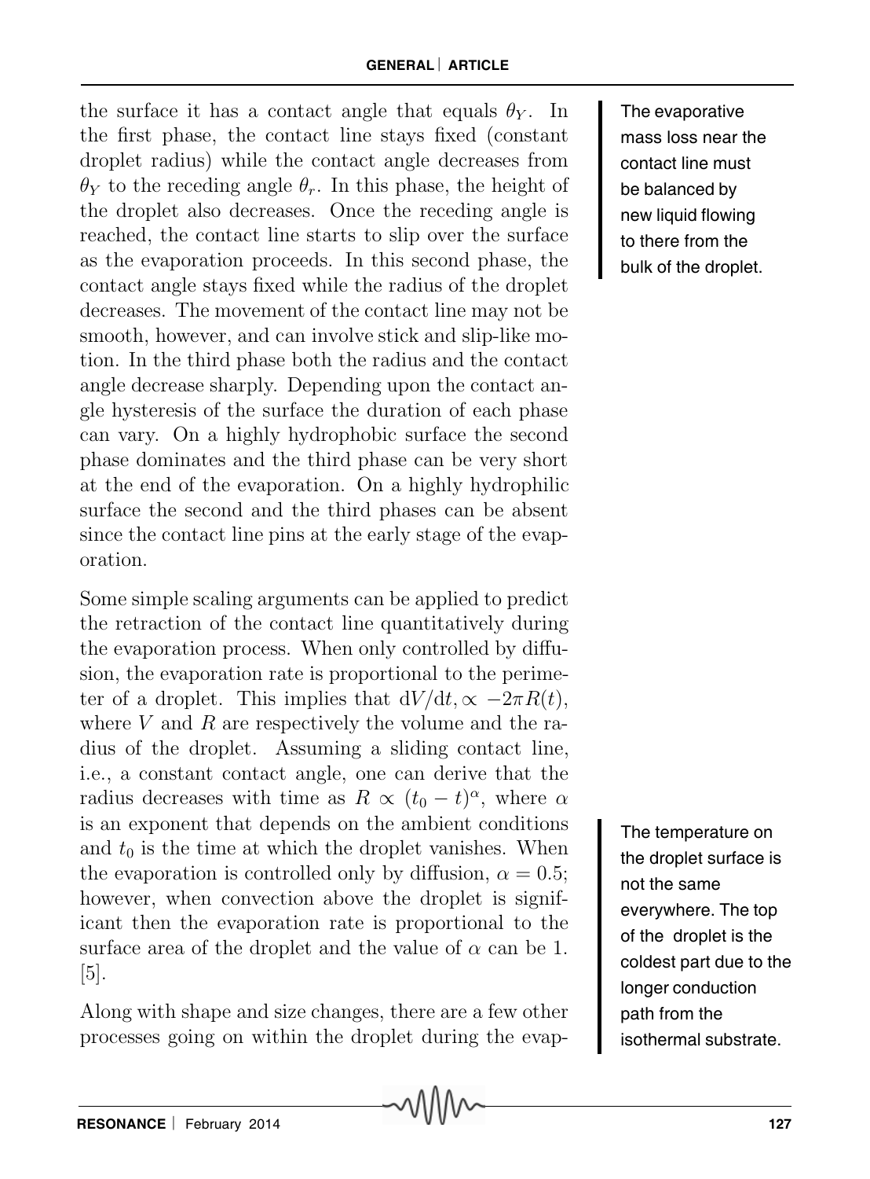the surface it has a contact angle that equals $\theta_Y$. In the first phase, the contact line stays fixed (constant droplet radius) while the contact angle decreases from $\theta_Y$ to the receding angle $\theta_r$. In this phase, the height of the droplet also decreases. Once the receding angle is reached, the contact line starts to slip over the surface as the evaporation proceeds. In this second phase, the contact angle stays fixed while the radius of the droplet decreases. The movement of the contact line may not be smooth, however, and can involve stick and slip-like motion. In the third phase both the radius and the contact angle decrease sharply. Depending upon the contact angle hysteresis of the surface the duration of each phase can vary. On a highly hydrophobic surface the second phase dominates and the third phase can be very short at the end of the evaporation. On a highly hydrophilic surface the second and the third phases can be absent since the contact line pins at the early stage of the evaporation.

The evaporative mass loss near the contact line must be balanced by new liquid flowing to there from the bulk of the droplet.

Some simple scaling arguments can be applied to predict the retraction of the contact line quantitatively during the evaporation process. When only controlled by diffusion, the evaporation rate is proportional to the perimeter of a droplet. This implies that $\mathrm{d}V/\mathrm{d}t, \propto -2\pi R(t)$, where $V$ and $R$ are respectively the volume and the radius of the droplet. Assuming a sliding contact line, i.e., a constant contact angle, one can derive that the radius decreases with time as $R \propto (t_0 - t)^{\alpha}$, where $\alpha$ is an exponent that depends on the ambient conditions and $t_0$ is the time at which the droplet vanishes. When the evaporation is controlled only by diffusion, $\alpha = 0.5$; however, when convection above the droplet is significant then the evaporation rate is proportional to the surface area of the droplet and the value of $\alpha$ can be 1. [5].

The temperature on the droplet surface is not the same everywhere. The top of the droplet is the coldest part due to the longer conduction path from the isothermal substrate.

Along with shape and size changes, there are a few other processes going on within the droplet during the evap-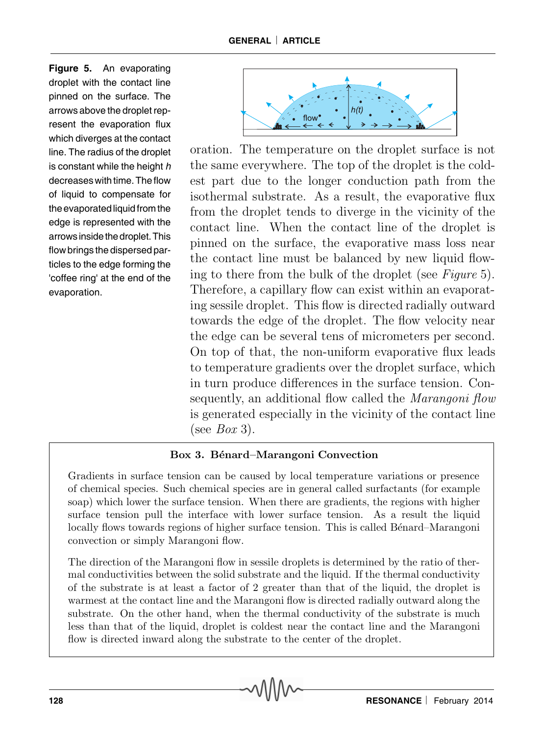**Figure 5.** An evaporating droplet with the contact line pinned on the surface. The arrows above the droplet represent the evaporation flux which diverges at the contact line. The radius of the droplet is constant while the height *h* decreases with time. The flow of liquid to compensate for the evaporated liquid from the edge is represented with the arrows inside the droplet. This flow brings the dispersed particles to the edge forming the 'coffee ring' at the end of the evaporation.

flow

h(t)

oration. The temperature on the droplet surface is not the same everywhere. The top of the droplet is the coldest part due to the longer conduction path from the isothermal substrate. As a result, the evaporative flux from the droplet tends to diverge in the vicinity of the contact line. When the contact line of the droplet is pinned on the surface, the evaporative mass loss near the contact line must be balanced by new liquid flowing to there from the bulk of the droplet (see *Figure* 5). Therefore, a capillary flow can exist within an evaporating sessile droplet. This flow is directed radially outward towards the edge of the droplet. The flow velocity near the edge can be several tens of micrometers per second. On top of that, the non-uniform evaporative flux leads to temperature gradients over the droplet surface, which in turn produce differences in the surface tension. Consequently, an additional flow called the *Marangoni flow* is generated especially in the vicinity of the contact line (see *Box* 3).

### Box 3. Bénard–Marangoni Convection

Gradients in surface tension can be caused by local temperature variations or presence of chemical species. Such chemical species are in general called surfactants (for example soap) which lower the surface tension. When there are gradients, the regions with higher surface tension pull the interface with lower surface tension. As a result the liquid locally flows towards regions of higher surface tension. This is called Bénard–Marangoni convection or simply Marangoni flow.

The direction of the Marangoni flow in sessile droplets is determined by the ratio of thermal conductivities between the solid substrate and the liquid. If the thermal conductivity of the substrate is at least a factor of 2 greater than that of the liquid, the droplet is warmest at the contact line and the Marangoni flow is directed radially outward along the substrate. On the other hand, when the thermal conductivity of the substrate is much less than that of the liquid, droplet is coldest near the contact line and the Marangoni flow is directed inward along the substrate to the center of the droplet.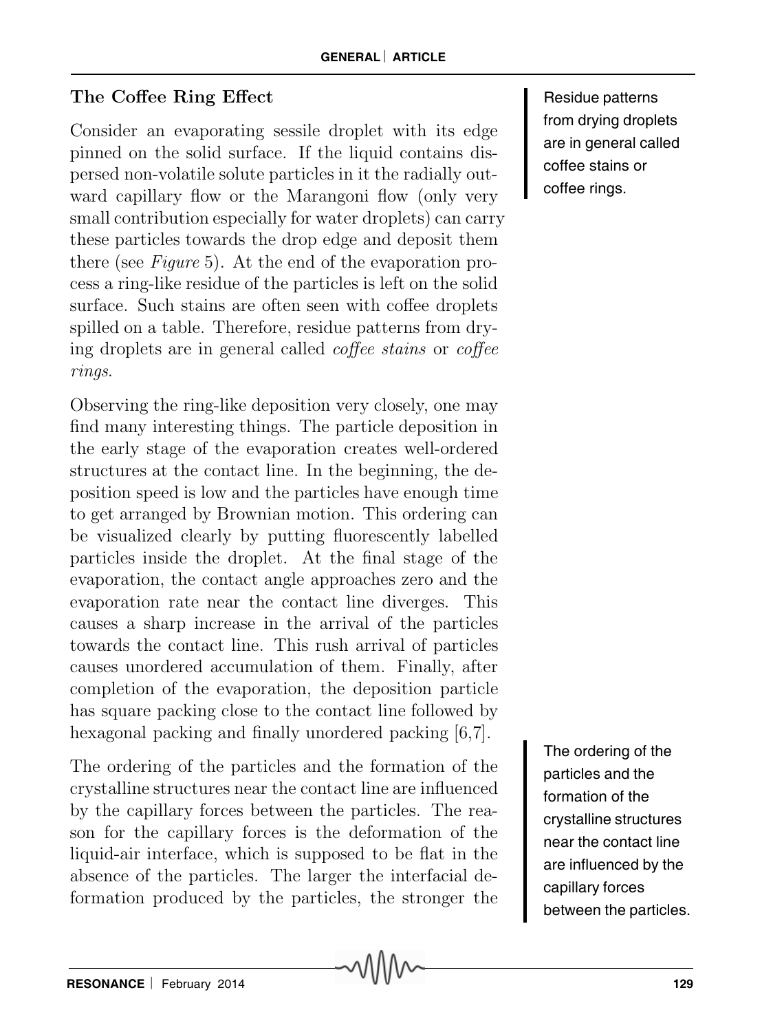### The Coffee Ring Effect

Consider an evaporating sessile droplet with its edge pinned on the solid surface. If the liquid contains dispersed non-volatile solute particles in it the radially outward capillary flow or the Marangoni flow (only very small contribution especially for water droplets) can carry these particles towards the drop edge and deposit them there (see *Figure* 5). At the end of the evaporation process a ring-like residue of the particles is left on the solid surface. Such stains are often seen with coffee droplets spilled on a table. Therefore, residue patterns from drying droplets are in general called *coffee stains* or *coffee rings*.

Residue patterns from drying droplets are in general called coffee stains or coffee rings.

Observing the ring-like deposition very closely, one may find many interesting things. The particle deposition in the early stage of the evaporation creates well-ordered structures at the contact line. In the beginning, the deposition speed is low and the particles have enough time to get arranged by Brownian motion. This ordering can be visualized clearly by putting fluorescently labelled particles inside the droplet. At the final stage of the evaporation, the contact angle approaches zero and the evaporation rate near the contact line diverges. This causes a sharp increase in the arrival of the particles towards the contact line. This rush arrival of particles causes unordered accumulation of them. Finally, after completion of the evaporation, the deposition particle has square packing close to the contact line followed by hexagonal packing and finally unordered packing [6,7].

The ordering of the particles and the formation of the crystalline structures near the contact line are influenced by the capillary forces between the particles. The reason for the capillary forces is the deformation of the liquid-air interface, which is supposed to be flat in the absence of the particles. The larger the interfacial deformation produced by the particles, the stronger the

The ordering of the particles and the formation of the crystalline structures near the contact line are influenced by the capillary forces between the particles.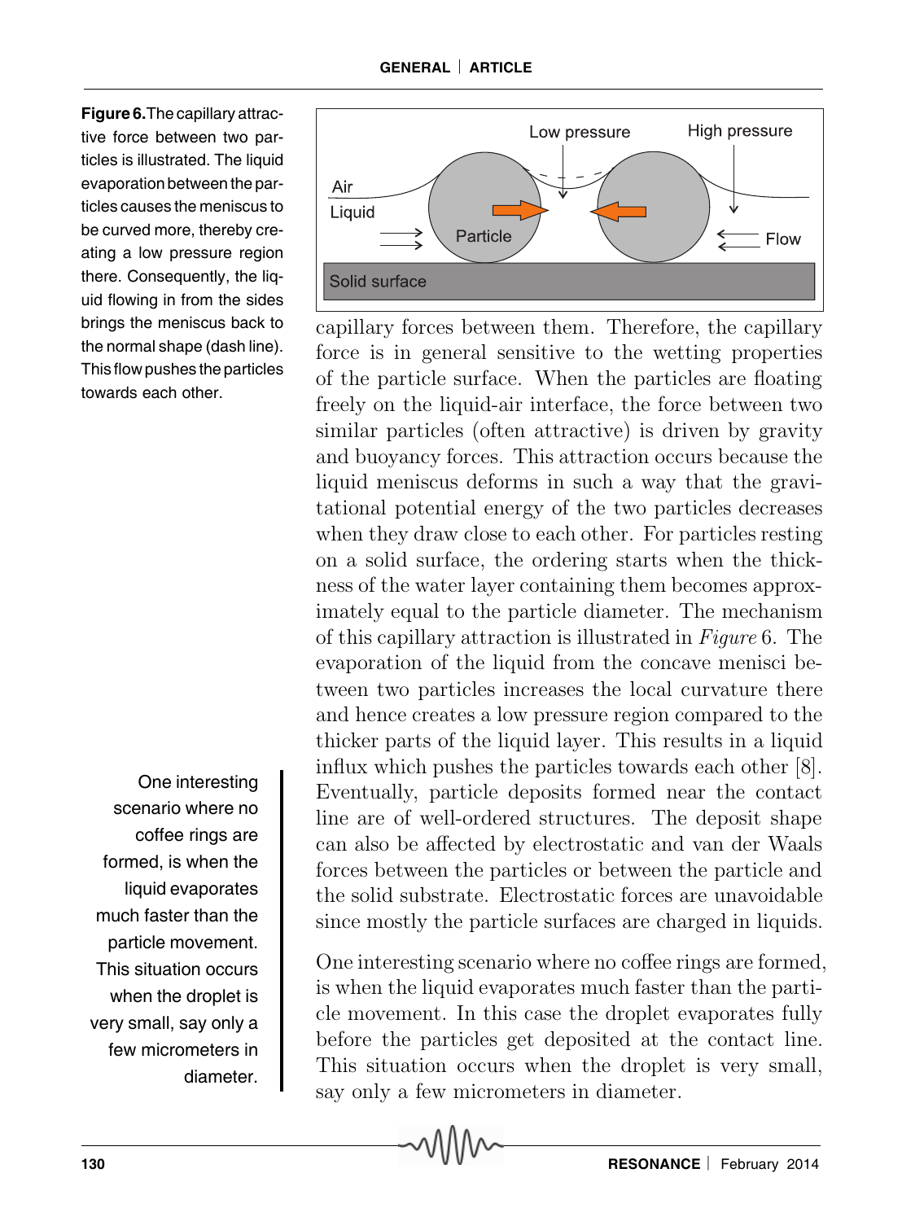**Figure 6.** The capillary attractive force between two particles is illustrated. The liquid evaporation between the particles causes the meniscus to be curved more, thereby creating a low pressure region there. Consequently, the liquid flowing in from the sides brings the meniscus back to the normal shape (dash line). This flow pushes the particles towards each other.

capillary forces between them. Therefore, the capillary force is in general sensitive to the wetting properties of the particle surface. When the particles are floating freely on the liquid-air interface, the force between two similar particles (often attractive) is driven by gravity and buoyancy forces. This attraction occurs because the liquid meniscus deforms in such a way that the gravitational potential energy of the two particles decreases when they draw close to each other. For particles resting on a solid surface, the ordering starts when the thickness of the water layer containing them becomes approximately equal to the particle diameter. The mechanism of this capillary attraction is illustrated in *Figure* 6. The evaporation of the liquid from the concave menisci between two particles increases the local curvature there and hence creates a low pressure region compared to the thicker parts of the liquid layer. This results in a liquid influx which pushes the particles towards each other [8]. Eventually, particle deposits formed near the contact line are of well-ordered structures. The deposit shape can also be affected by electrostatic and van der Waals forces between the particles or between the particle and the solid substrate. Electrostatic forces are unavoidable since mostly the particle surfaces are charged in liquids.

One interesting scenario where no coffee rings are formed, is when the liquid evaporates much faster than the particle movement. In this case the droplet evaporates fully before the particles get deposited at the contact line. This situation occurs when the droplet is very small, say only a few micrometers in diameter.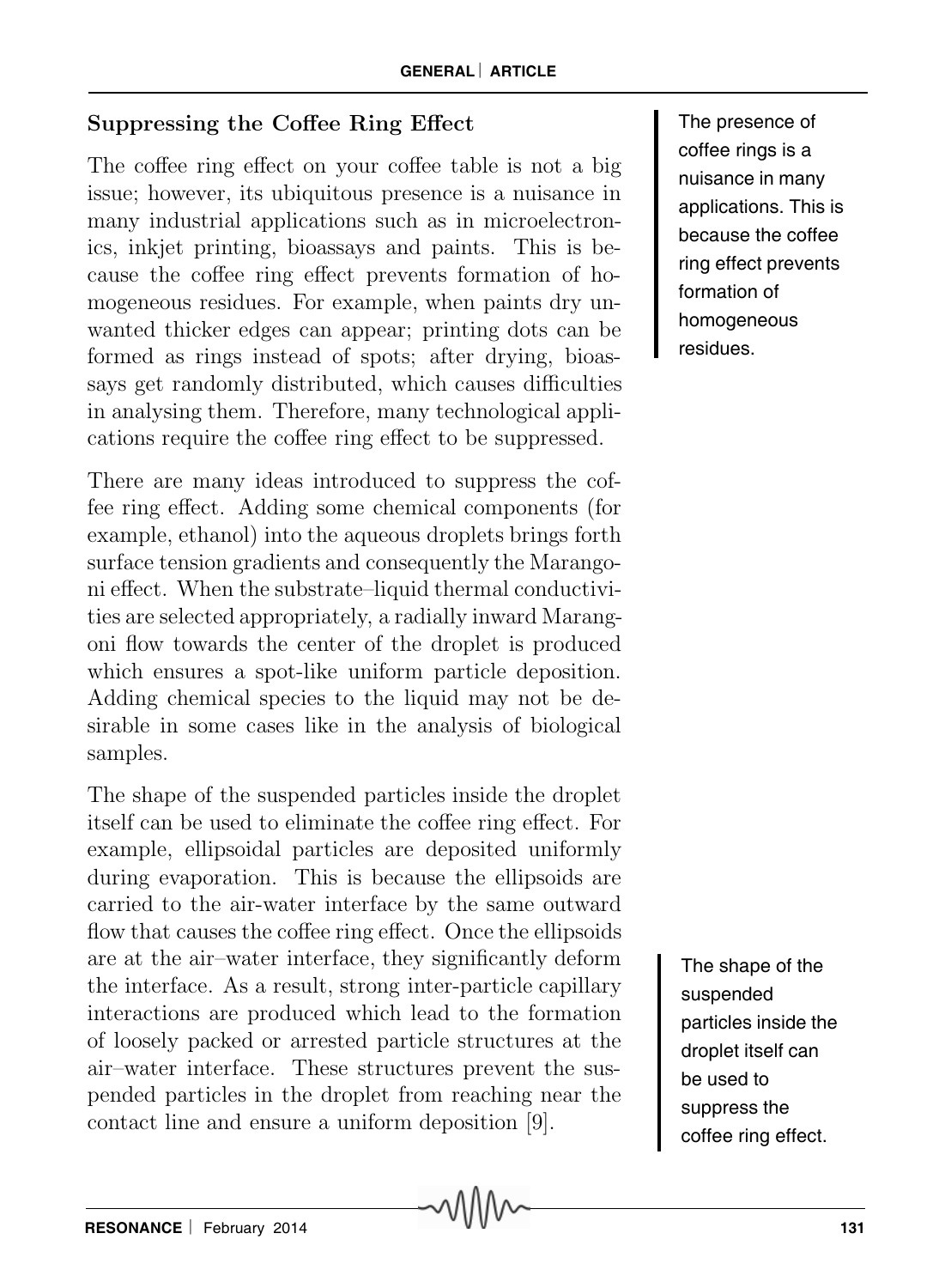### Suppressing the Coffee Ring Effect

The coffee ring effect on your coffee table is not a big issue; however, its ubiquitous presence is a nuisance in many industrial applications such as in microelectronics, inkjet printing, bioassays and paints. This is because the coffee ring effect prevents formation of homogeneous residues. For example, when paints dry unwanted thicker edges can appear; printing dots can be formed as rings instead of spots; after drying, bioassays get randomly distributed, which causes difficulties in analysing them. Therefore, many technological applications require the coffee ring effect to be suppressed.

The presence of coffee rings is a nuisance in many applications. This is because the coffee ring effect prevents formation of homogeneous residues.

There are many ideas introduced to suppress the coffee ring effect. Adding some chemical components (for example, ethanol) into the aqueous droplets brings forth surface tension gradients and consequently the Marangoni effect. When the substrate–liquid thermal conductivities are selected appropriately, a radially inward Marangoni flow towards the center of the droplet is produced which ensures a spot-like uniform particle deposition. Adding chemical species to the liquid may not be desirable in some cases like in the analysis of biological samples.

The shape of the suspended particles inside the droplet itself can be used to eliminate the coffee ring effect. For example, ellipsoidal particles are deposited uniformly during evaporation. This is because the ellipsoids are carried to the air-water interface by the same outward flow that causes the coffee ring effect. Once the ellipsoids are at the air–water interface, they significantly deform the interface. As a result, strong inter-particle capillary interactions are produced which lead to the formation of loosely packed or arrested particle structures at the air–water interface. These structures prevent the suspended particles in the droplet from reaching near the contact line and ensure a uniform deposition [9].

The shape of the suspended particles inside the droplet itself can be used to suppress the coffee ring effect.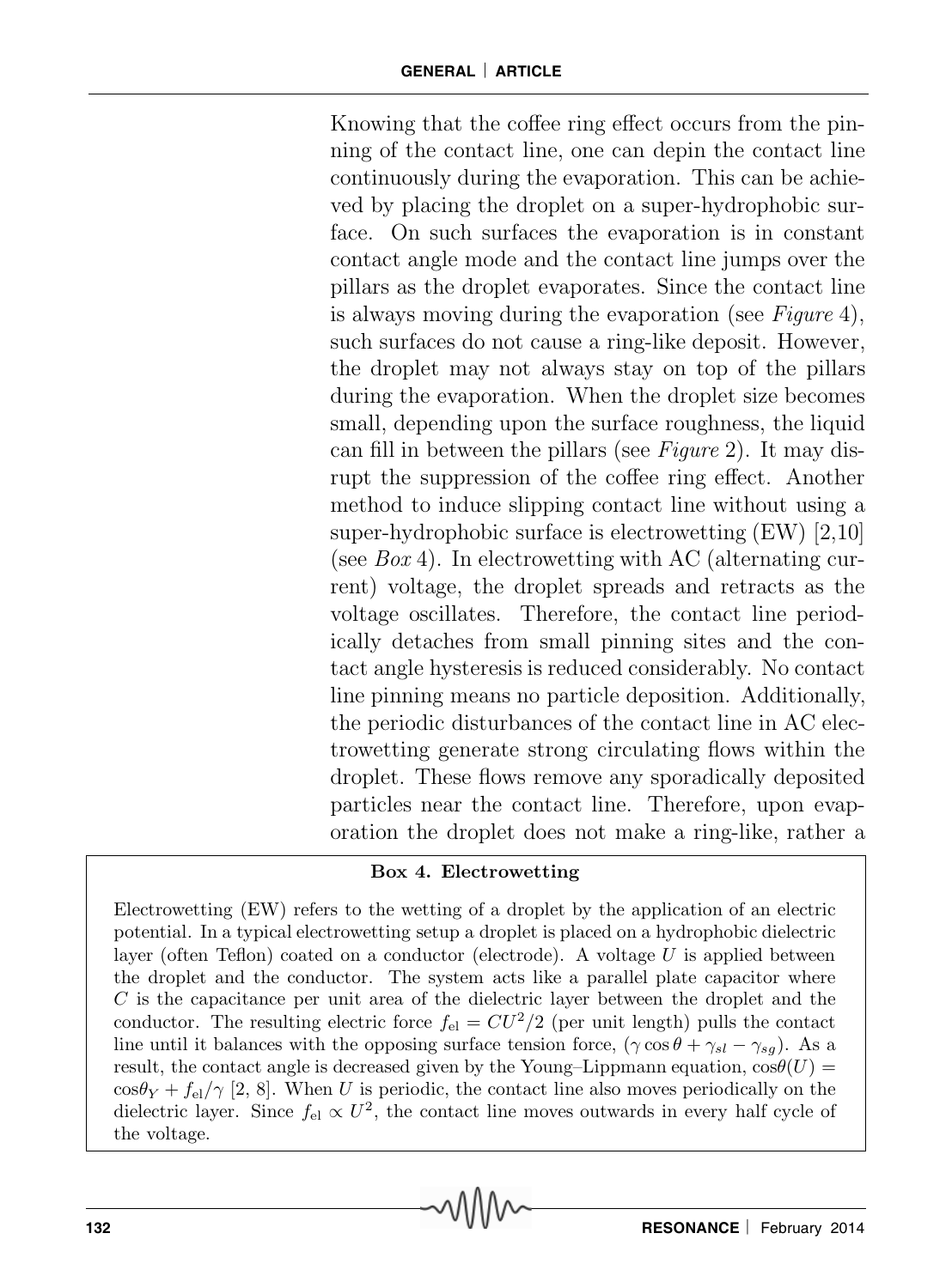Knowing that the coffee ring effect occurs from the pinning of the contact line, one can depin the contact line continuously during the evaporation. This can be achieved by placing the droplet on a super-hydrophobic surface. On such surfaces the evaporation is in constant contact angle mode and the contact line jumps over the pillars as the droplet evaporates. Since the contact line is always moving during the evaporation (see *Figure* 4), such surfaces do not cause a ring-like deposit. However, the droplet may not always stay on top of the pillars during the evaporation. When the droplet size becomes small, depending upon the surface roughness, the liquid can fill in between the pillars (see *Figure* 2). It may disrupt the suppression of the coffee ring effect. Another method to induce slipping contact line without using a super-hydrophobic surface is electrowetting (EW) [2,10] (see *Box* 4). In electrowetting with AC (alternating current) voltage, the droplet spreads and retracts as the voltage oscillates. Therefore, the contact line periodically detaches from small pinning sites and the contact angle hysteresis is reduced considerably. No contact line pinning means no particle deposition. Additionally, the periodic disturbances of the contact line in AC electrowetting generate strong circulating flows within the droplet. These flows remove any sporadically deposited particles near the contact line. Therefore, upon evaporation the droplet does not make a ring-like, rather a

**Box 4. Electrowetting**

Electrowetting (EW) refers to the wetting of a droplet by the application of an electric potential. In a typical electrowetting setup a droplet is placed on a hydrophobic dielectric layer (often Teflon) coated on a conductor (electrode). A voltage $U$ is applied between the droplet and the conductor. The system acts like a parallel plate capacitor where $C$ is the capacitance per unit area of the dielectric layer between the droplet and the conductor. The resulting electric force $f_{\mathrm{el}} = CU^2/2$ (per unit length) pulls the contact line until it balances with the opposing surface tension force, $(\gamma \cos\theta + \gamma_{sl} - \gamma_{sg})$. As a result, the contact angle is decreased given by the Young–Lippmann equation, $\cos\theta(U) = \cos\theta_Y + f_{\mathrm{el}}/\gamma$ [2, 8]. When $U$ is periodic, the contact line also moves periodically on the dielectric layer. Since $f_{\mathrm{el}} \propto U^2$, the contact line moves outwards in every half cycle of the voltage.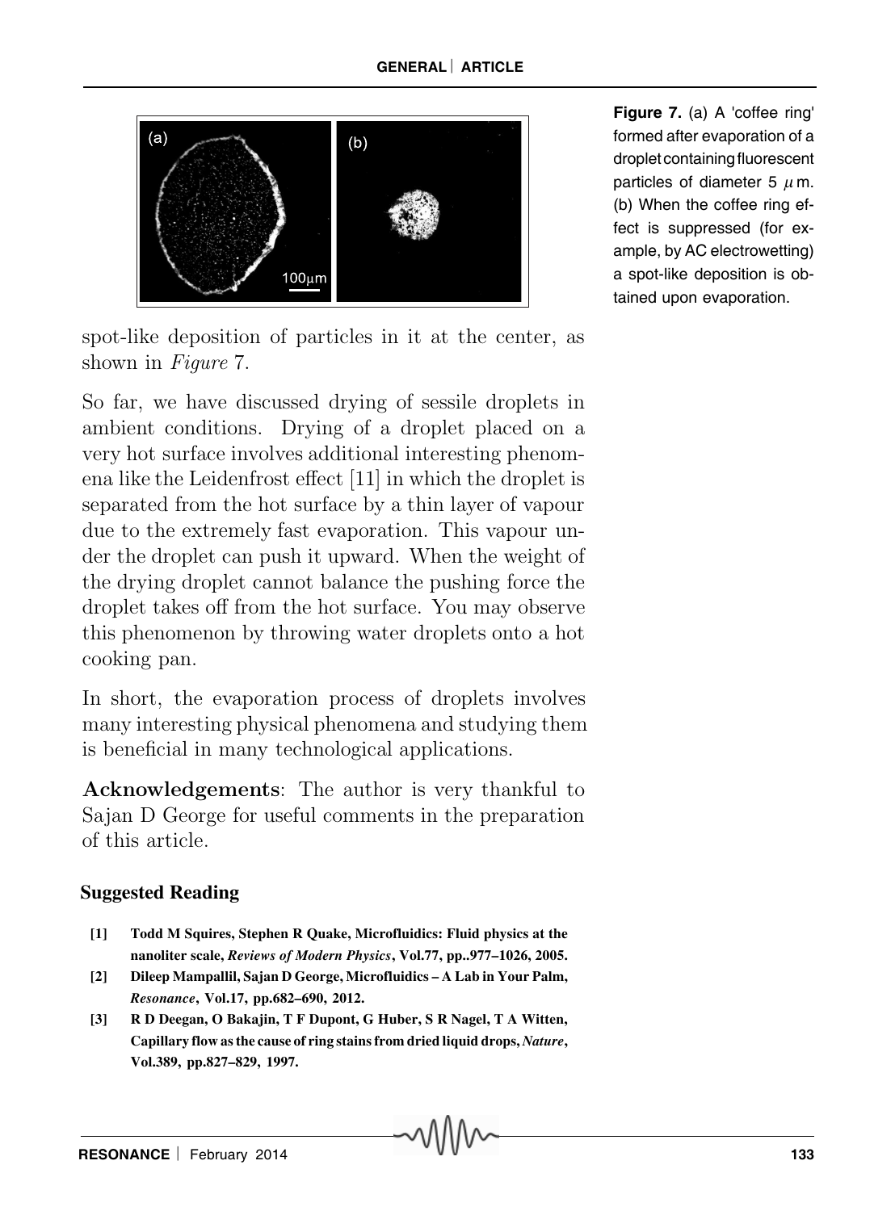Figure 7. (a) A 'coffee ring' formed after evaporation of a droplet containing fluorescent particles of diameter 5 $\mu$m. (b) When the coffee ring effect is suppressed (for example, by AC electrowetting) a spot-like deposition is obtained upon evaporation.

spot-like deposition of particles in it at the center, as shown in *Figure* 7.

So far, we have discussed drying of sessile droplets in ambient conditions. Drying of a droplet placed on a very hot surface involves additional interesting phenomena like the Leidenfrost effect [11] in which the droplet is separated from the hot surface by a thin layer of vapour due to the extremely fast evaporation. This vapour under the droplet can push it upward. When the weight of the drying droplet cannot balance the pushing force the droplet takes off from the hot surface. You may observe this phenomenon by throwing water droplets onto a hot cooking pan.

In short, the evaporation process of droplets involves many interesting physical phenomena and studying them is beneficial in many technological applications.

**Acknowledgements**: The author is very thankful to Sajan D George for useful comments in the preparation of this article.

## Suggested Reading

[1] **Todd M Squires, Stephen R Quake, Microfluidics: Fluid physics at the nanoliter scale, *Reviews of Modern Physics*, Vol.77, pp..977–1026, 2005.**

[2] **Dileep Mampallil, Sajan D George, Microfluidics – A Lab in Your Palm, *Resonance*, Vol.17, pp.682–690, 2012.**

[3] **R D Deegan, O Bakajin, T F Dupont, G Huber, S R Nagel, T A Witten, Capillary flow as the cause of ring stains from dried liquid drops, *Nature*, Vol.389, pp.827–829, 1997.**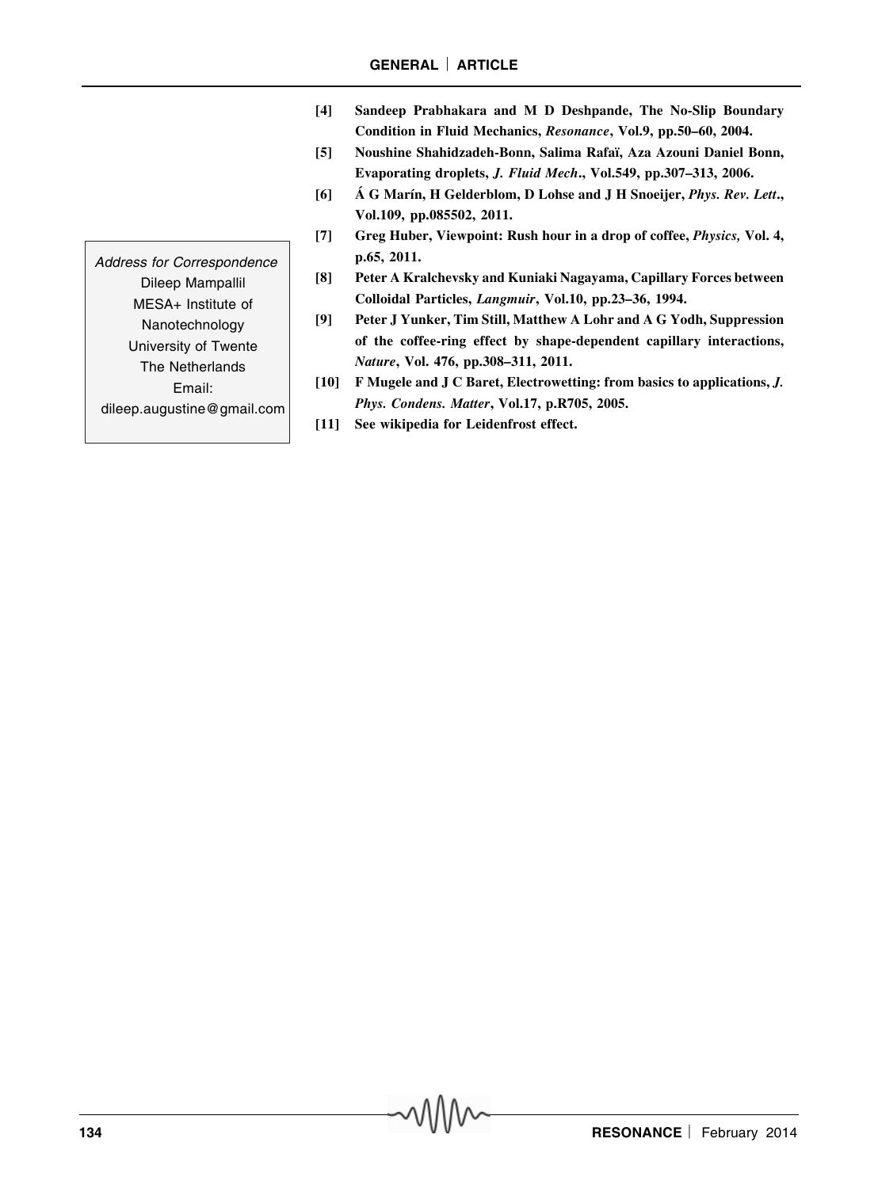[4] Sandeep Prabhakara and M D Deshpande, The No-Slip Boundary Condition in Fluid Mechanics, *Resonance*, Vol.9, pp.50–60, 2004.

[5] Noushine Shahidzadeh-Bonn, Salima Rafaï, Aza Azouni Daniel Bonn, Evaporating droplets, *J. Fluid Mech*., Vol.549, pp.307–313, 2006.

[6] Á G Marín, H Gelderblom, D Lohse and J H Snoeijer, *Phys. Rev. Lett*., Vol.109, pp.085502, 2011.

[7] Greg Huber, Viewpoint: Rush hour in a drop of coffee, *Physics,* Vol. 4, p.65, 2011.

[8] Peter A Kralchevsky and Kuniaki Nagayama, Capillary Forces between Colloidal Particles, *Langmuir*, Vol.10, pp.23–36, 1994.

[9] Peter J Yunker, Tim Still, Matthew A Lohr and A G Yodh, Suppression of the coffee-ring effect by shape-dependent capillary interactions, *Nature*, Vol. 476, pp.308–311, 2011.

[10] F Mugele and J C Baret, Electrowetting: from basics to applications, *J. Phys. Condens. Matter*, Vol.17, p.R705, 2005.

[11] See wikipedia for Leidenfrost effect.

*Address for Correspondence*
Dileep Mampallil
MESA+ Institute of Nanotechnology
University of Twente
The Netherlands
Email: dileep.augustine@gmail.com